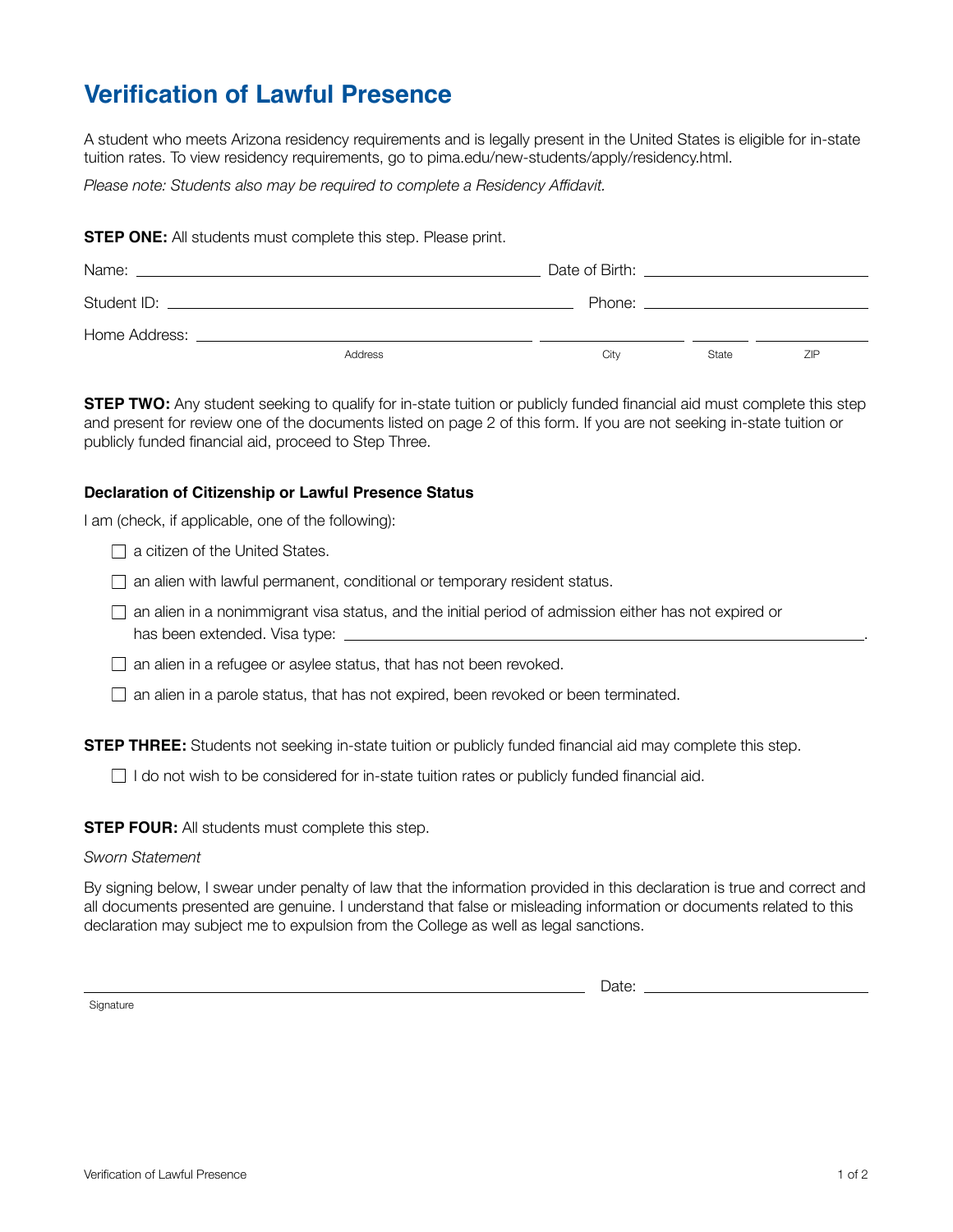# Verification of Lawful Presence

A student who meets Arizona residency requirements and is legally present in the United States is eligible for in-state tuition rates. To view residency requirements, go to pima.edu/new-students/apply/residency.html.

*Please note: Students also may be required to complete a Residency Affidavit.*

**STEP ONE:** All students must complete this step. Please print.

Name: ______________________________ Date of Birth: ____________________

Student ID: ______________________________ Phone: ____________________

Home Address: ______________________________ ____________ ______ ________

Address City State ZIP

**STEP TWO:** Any student seeking to qualify for in-state tuition or publicly funded financial aid must complete this step and present for review one of the documents listed on page 2 of this form. If you are not seeking in-state tuition or publicly funded financial aid, proceed to Step Three.

**Declaration of Citizenship or Lawful Presence Status**

I am (check, if applicable, one of the following):

- ☐ a citizen of the United States.
- ☐ an alien with lawful permanent, conditional or temporary resident status.
- ☐ an alien in a nonimmigrant visa status, and the initial period of admission either has not expired or has been extended. Visa type: ______________________________.
- ☐ an alien in a refugee or asylee status, that has not been revoked.
- ☐ an alien in a parole status, that has not expired, been revoked or been terminated.

**STEP THREE:** Students not seeking in-state tuition or publicly funded financial aid may complete this step.

- ☐ I do not wish to be considered for in-state tuition rates or publicly funded financial aid.

**STEP FOUR:** All students must complete this step.

*Sworn Statement*

By signing below, I swear under penalty of law that the information provided in this declaration is true and correct and all documents presented are genuine. I understand that false or misleading information or documents related to this declaration may subject me to expulsion from the College as well as legal sanctions.

______________________________ Date: ____________________

Signature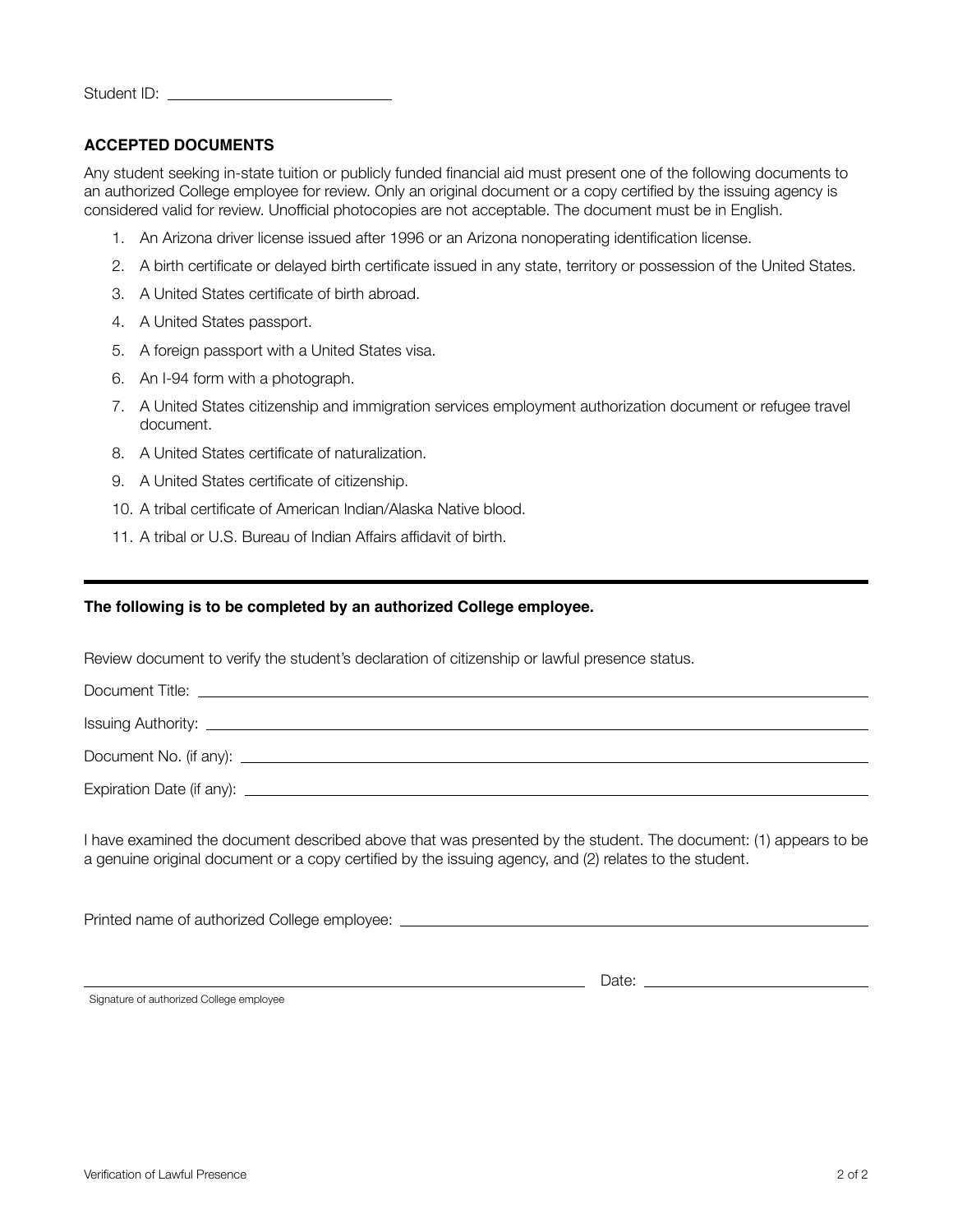Student ID: ____________________

## ACCEPTED DOCUMENTS

Any student seeking in-state tuition or publicly funded financial aid must present one of the following documents to an authorized College employee for review. Only an original document or a copy certified by the issuing agency is considered valid for review. Unofficial photocopies are not acceptable. The document must be in English.

1. An Arizona driver license issued after 1996 or an Arizona nonoperating identification license.
2. A birth certificate or delayed birth certificate issued in any state, territory or possession of the United States.
3. A United States certificate of birth abroad.
4. A United States passport.
5. A foreign passport with a United States visa.
6. An I-94 form with a photograph.
7. A United States citizenship and immigration services employment authorization document or refugee travel document.
8. A United States certificate of naturalization.
9. A United States certificate of citizenship.
10. A tribal certificate of American Indian/Alaska Native blood.
11. A tribal or U.S. Bureau of Indian Affairs affidavit of birth.

---

**The following is to be completed by an authorized College employee.**

Review document to verify the student's declaration of citizenship or lawful presence status.

Document Title: ____________________

Issuing Authority: ____________________

Document No. (if any): ____________________

Expiration Date (if any): ____________________

I have examined the document described above that was presented by the student. The document: (1) appears to be a genuine original document or a copy certified by the issuing agency, and (2) relates to the student.

Printed name of authorized College employee: ____________________

____________________ Date: ____________________

Signature of authorized College employee